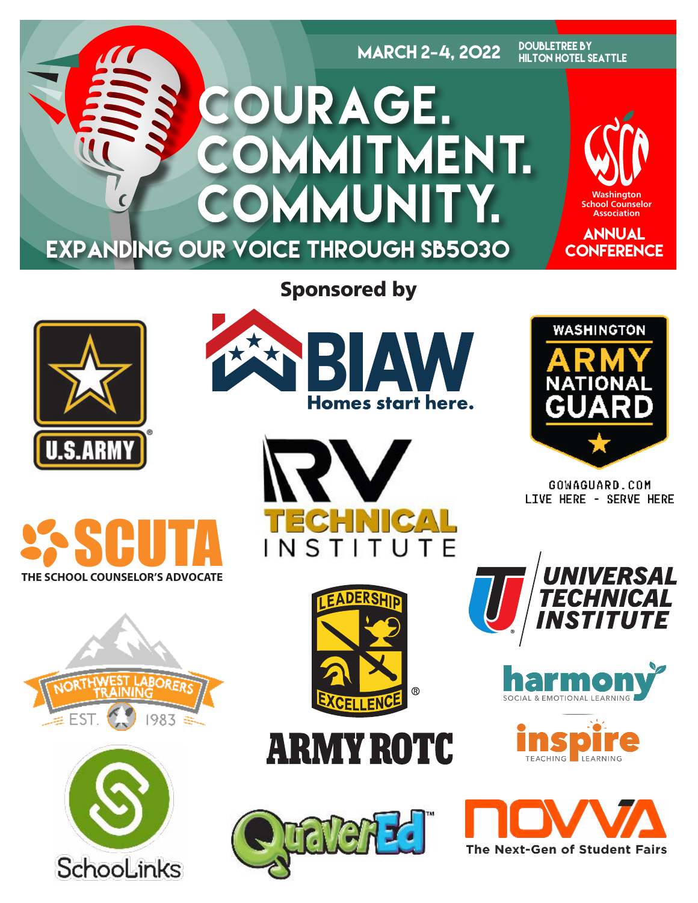MARCH 2-4, 2022

DOUBLETREE BY HILTON HOTEL SEATTLE

# COURAGE. COMMITMENT. COMMUNITY.

## EXPANDING OUR VOICE THROUGH SB5030

WSCA

Washington School Counselor Association

ANNUAL CONFERENCE

## Sponsored by

U.S. ARMY

BIAW
Homes start here.

WASHINGTON ARMY NATIONAL GUARD

GOWAGUARD.COM
LIVE HERE - SERVE HERE

SCUTA
THE SCHOOL COUNSELOR'S ADVOCATE

RV TECHNICAL INSTITUTE

UNIVERSAL TECHNICAL INSTITUTE

NORTHWEST LABORERS TRAINING
EST. 1983

LEADERSHIP EXCELLENCE
ARMY ROTC

harmony
SOCIAL & EMOTIONAL LEARNING

inspire
TEACHING LEARNING

SchooLinks

QuaverEd™

NOVVA
The Next-Gen of Student Fairs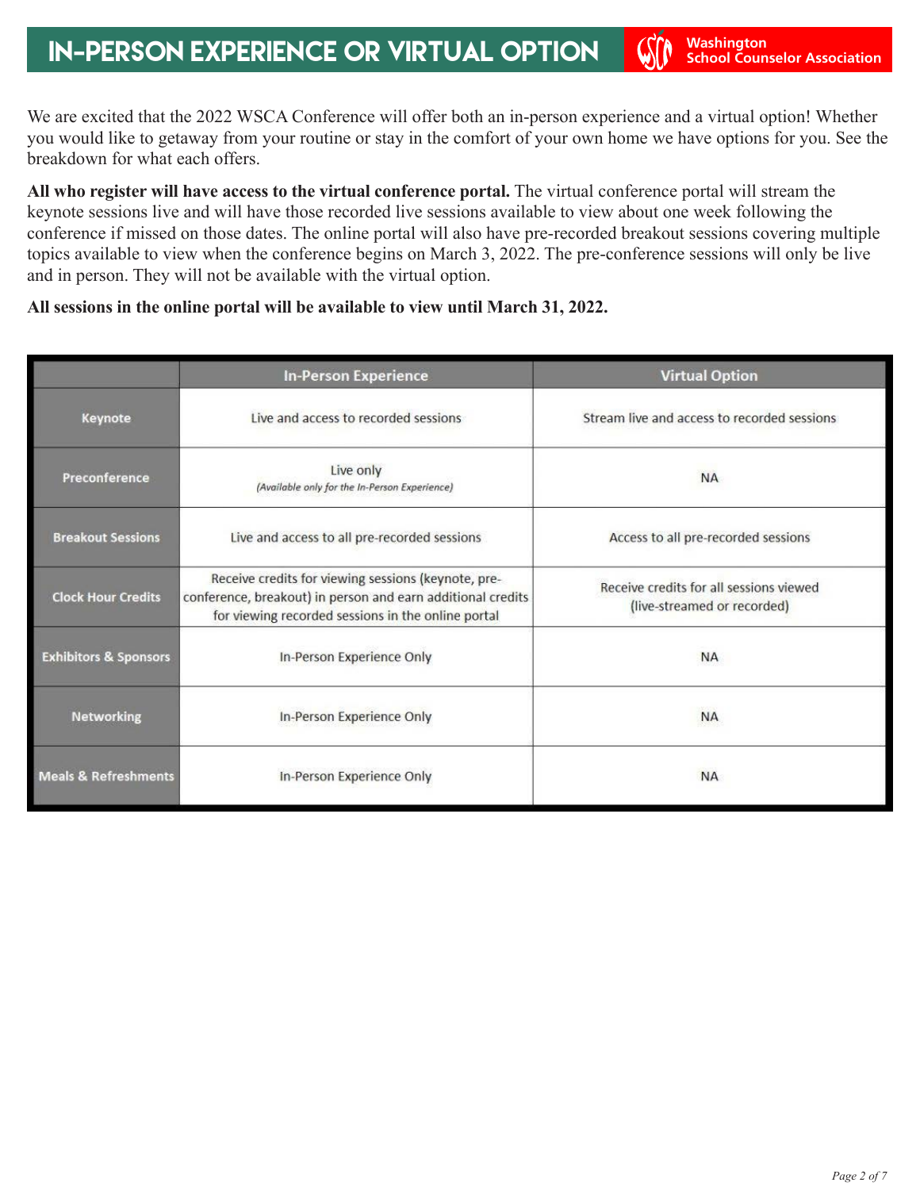# IN-PERSON EXPERIENCE OR VIRTUAL OPTION

We are excited that the 2022 WSCA Conference will offer both an in-person experience and a virtual option! Whether you would like to getaway from your routine or stay in the comfort of your own home we have options for you. See the breakdown for what each offers.

**All who register will have access to the virtual conference portal.** The virtual conference portal will stream the keynote sessions live and will have those recorded live sessions available to view about one week following the conference if missed on those dates. The online portal will also have pre-recorded breakout sessions covering multiple topics available to view when the conference begins on March 3, 2022. The pre-conference sessions will only be live and in person. They will not be available with the virtual option.

**All sessions in the online portal will be available to view until March 31, 2022.**

| | In-Person Experience | Virtual Option |
|---|---|---|
| **Keynote** | Live and access to recorded sessions | Stream live and access to recorded sessions |
| **Preconference** | Live only *(Available only for the In-Person Experience)* | NA |
| **Breakout Sessions** | Live and access to all pre-recorded sessions | Access to all pre-recorded sessions |
| **Clock Hour Credits** | Receive credits for viewing sessions (keynote, pre-conference, breakout) in person and earn additional credits for viewing recorded sessions in the online portal | Receive credits for all sessions viewed (live-streamed or recorded) |
| **Exhibitors & Sponsors** | In-Person Experience Only | NA |
| **Networking** | In-Person Experience Only | NA |
| **Meals & Refreshments** | In-Person Experience Only | NA |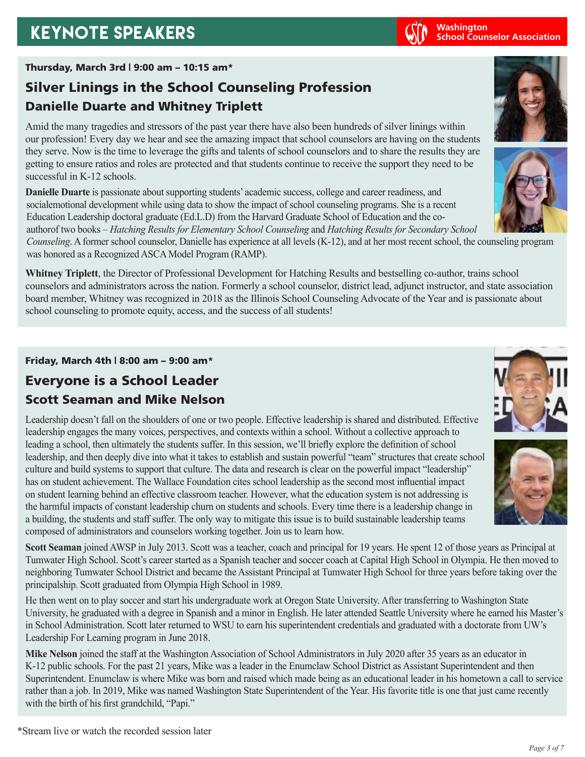# KEYNOTE SPEAKERS

**Thursday, March 3rd | 9:00 am – 10:15 am***

## Silver Linings in the School Counseling Profession

### Danielle Duarte and Whitney Triplett

Amid the many tragedies and stressors of the past year there have also been hundreds of silver linings within our profession! Every day we hear and see the amazing impact that school counselors are having on the students they serve. Now is the time to leverage the gifts and talents of school counselors and to share the results they are getting to ensure ratios and roles are protected and that students continue to receive the support they need to be successful in K-12 schools.

**Danielle Duarte** is passionate about supporting students' academic success, college and career readiness, and socialemotional development while using data to show the impact of school counseling programs. She is a recent Education Leadership doctoral graduate (Ed.L.D) from the Harvard Graduate School of Education and the co-authorof two books – *Hatching Results for Elementary School Counseling* and *Hatching Results for Secondary School Counseling*. A former school counselor, Danielle has experience at all levels (K-12), and at her most recent school, the counseling program was honored as a Recognized ASCA Model Program (RAMP).

**Whitney Triplett**, the Director of Professional Development for Hatching Results and bestselling co-author, trains school counselors and administrators across the nation. Formerly a school counselor, district lead, adjunct instructor, and state association board member, Whitney was recognized in 2018 as the Illinois School Counseling Advocate of the Year and is passionate about school counseling to promote equity, access, and the success of all students!

**Friday, March 4th | 8:00 am – 9:00 am***

## Everyone is a School Leader

### Scott Seaman and Mike Nelson

Leadership doesn't fall on the shoulders of one or two people. Effective leadership is shared and distributed. Effective leadership engages the many voices, perspectives, and contexts within a school. Without a collective approach to leading a school, then ultimately the students suffer. In this session, we'll briefly explore the definition of school leadership, and then deeply dive into what it takes to establish and sustain powerful "team" structures that create school culture and build systems to support that culture. The data and research is clear on the powerful impact "leadership" has on student achievement. The Wallace Foundation cites school leadership as the second most influential impact on student learning behind an effective classroom teacher. However, what the education system is not addressing is the harmful impacts of constant leadership churn on students and schools. Every time there is a leadership change in a building, the students and staff suffer. The only way to mitigate this issue is to build sustainable leadership teams composed of administrators and counselors working together. Join us to learn how.

**Scott Seaman** joined AWSP in July 2013. Scott was a teacher, coach and principal for 19 years. He spent 12 of those years as Principal at Tumwater High School. Scott's career started as a Spanish teacher and soccer coach at Capital High School in Olympia. He then moved to neighboring Tumwater School District and became the Assistant Principal at Tumwater High School for three years before taking over the principalship. Scott graduated from Olympia High School in 1989.

He then went on to play soccer and start his undergraduate work at Oregon State University. After transferring to Washington State University, he graduated with a degree in Spanish and a minor in English. He later attended Seattle University where he earned his Master's in School Administration. Scott later returned to WSU to earn his superintendent credentials and graduated with a doctorate from UW's Leadership For Learning program in June 2018.

**Mike Nelson** joined the staff at the Washington Association of School Administrators in July 2020 after 35 years as an educator in K-12 public schools. For the past 21 years, Mike was a leader in the Enumclaw School District as Assistant Superintendent and then Superintendent. Enumclaw is where Mike was born and raised which made being as an educational leader in his hometown a call to service rather than a job. In 2019, Mike was named Washington State Superintendent of the Year. His favorite title is one that just came recently with the birth of his first grandchild, "Papi."

*Stream live or watch the recorded session later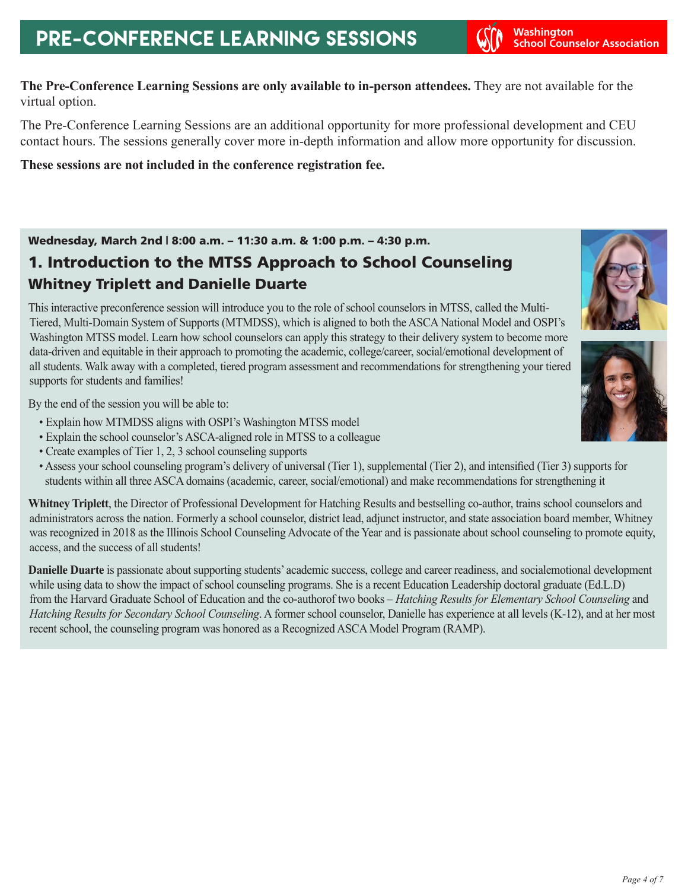# PRE-CONFERENCE LEARNING SESSIONS

Washington School Counselor Association

**The Pre-Conference Learning Sessions are only available to in-person attendees.** They are not available for the virtual option.

The Pre-Conference Learning Sessions are an additional opportunity for more professional development and CEU contact hours. The sessions generally cover more in-depth information and allow more opportunity for discussion.

**These sessions are not included in the conference registration fee.**

**Wednesday, March 2nd | 8:00 a.m. – 11:30 a.m. & 1:00 p.m. – 4:30 p.m.**

## 1. Introduction to the MTSS Approach to School Counseling

### Whitney Triplett and Danielle Duarte

This interactive preconference session will introduce you to the role of school counselors in MTSS, called the Multi-Tiered, Multi-Domain System of Supports (MTMDSS), which is aligned to both the ASCA National Model and OSPI's Washington MTSS model. Learn how school counselors can apply this strategy to their delivery system to become more data-driven and equitable in their approach to promoting the academic, college/career, social/emotional development of all students. Walk away with a completed, tiered program assessment and recommendations for strengthening your tiered supports for students and families!

By the end of the session you will be able to:

- Explain how MTMDSS aligns with OSPI's Washington MTSS model
- Explain the school counselor's ASCA-aligned role in MTSS to a colleague
- Create examples of Tier 1, 2, 3 school counseling supports
- Assess your school counseling program's delivery of universal (Tier 1), supplemental (Tier 2), and intensified (Tier 3) supports for students within all three ASCA domains (academic, career, social/emotional) and make recommendations for strengthening it

**Whitney Triplett**, the Director of Professional Development for Hatching Results and bestselling co-author, trains school counselors and administrators across the nation. Formerly a school counselor, district lead, adjunct instructor, and state association board member, Whitney was recognized in 2018 as the Illinois School Counseling Advocate of the Year and is passionate about school counseling to promote equity, access, and the success of all students!

**Danielle Duarte** is passionate about supporting students' academic success, college and career readiness, and socialemotional development while using data to show the impact of school counseling programs. She is a recent Education Leadership doctoral graduate (Ed.L.D) from the Harvard Graduate School of Education and the co-authorof two books – *Hatching Results for Elementary School Counseling* and *Hatching Results for Secondary School Counseling*. A former school counselor, Danielle has experience at all levels (K-12), and at her most recent school, the counseling program was honored as a Recognized ASCA Model Program (RAMP).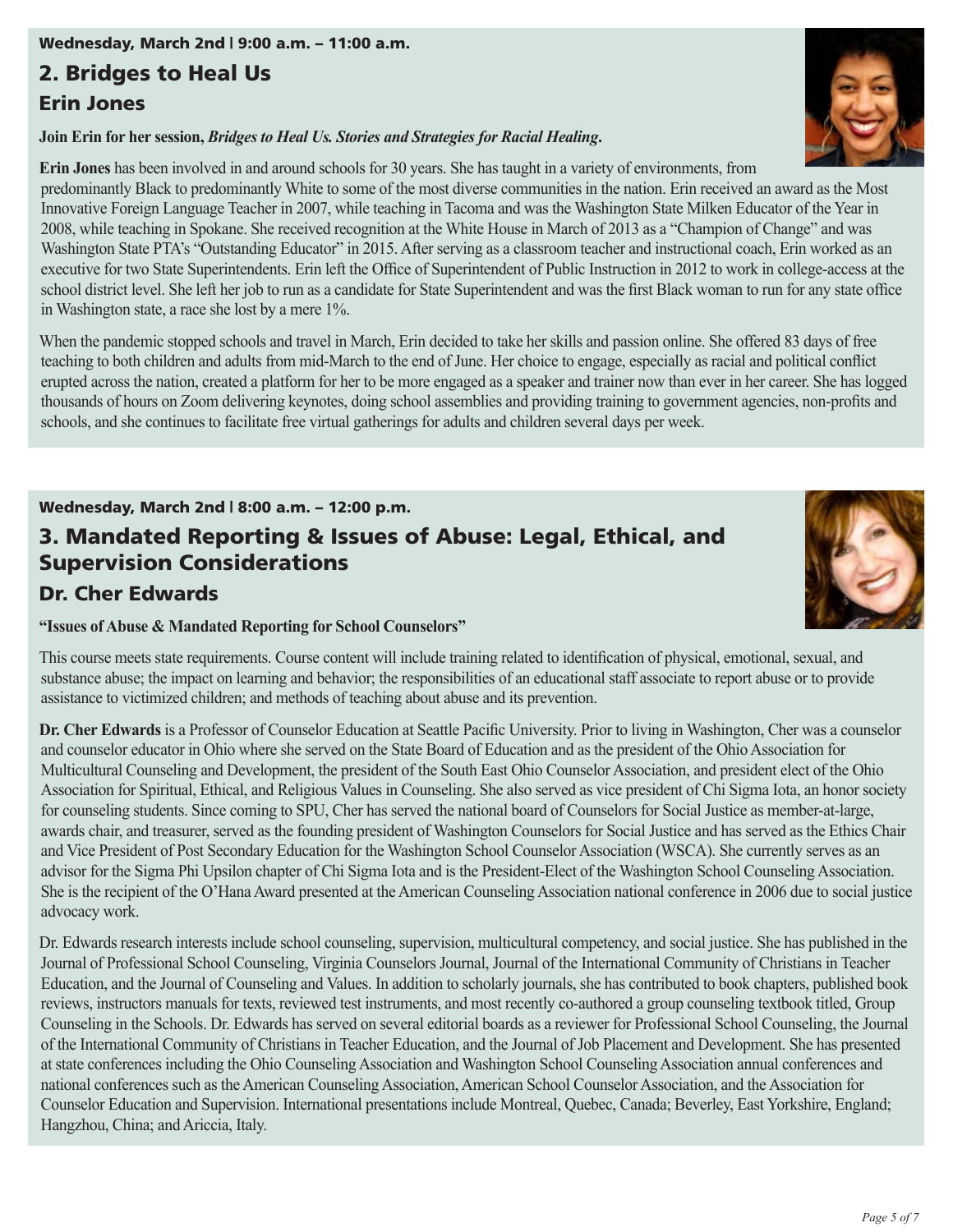**Wednesday, March 2nd | 9:00 a.m. – 11:00 a.m.**

## 2. Bridges to Heal Us

### Erin Jones

**Join Erin for her session, *Bridges to Heal Us. Stories and Strategies for Racial Healing*.**

**Erin Jones** has been involved in and around schools for 30 years. She has taught in a variety of environments, from predominantly Black to predominantly White to some of the most diverse communities in the nation. Erin received an award as the Most Innovative Foreign Language Teacher in 2007, while teaching in Tacoma and was the Washington State Milken Educator of the Year in 2008, while teaching in Spokane. She received recognition at the White House in March of 2013 as a "Champion of Change" and was Washington State PTA's "Outstanding Educator" in 2015. After serving as a classroom teacher and instructional coach, Erin worked as an executive for two State Superintendents. Erin left the Office of Superintendent of Public Instruction in 2012 to work in college-access at the school district level. She left her job to run as a candidate for State Superintendent and was the first Black woman to run for any state office in Washington state, a race she lost by a mere 1%.

When the pandemic stopped schools and travel in March, Erin decided to take her skills and passion online. She offered 83 days of free teaching to both children and adults from mid-March to the end of June. Her choice to engage, especially as racial and political conflict erupted across the nation, created a platform for her to be more engaged as a speaker and trainer now than ever in her career. She has logged thousands of hours on Zoom delivering keynotes, doing school assemblies and providing training to government agencies, non-profits and schools, and she continues to facilitate free virtual gatherings for adults and children several days per week.

**Wednesday, March 2nd | 8:00 a.m. – 12:00 p.m.**

## 3. Mandated Reporting & Issues of Abuse: Legal, Ethical, and Supervision Considerations

### Dr. Cher Edwards

**"Issues of Abuse & Mandated Reporting for School Counselors"**

This course meets state requirements. Course content will include training related to identification of physical, emotional, sexual, and substance abuse; the impact on learning and behavior; the responsibilities of an educational staff associate to report abuse or to provide assistance to victimized children; and methods of teaching about abuse and its prevention.

**Dr. Cher Edwards** is a Professor of Counselor Education at Seattle Pacific University. Prior to living in Washington, Cher was a counselor and counselor educator in Ohio where she served on the State Board of Education and as the president of the Ohio Association for Multicultural Counseling and Development, the president of the South East Ohio Counselor Association, and president elect of the Ohio Association for Spiritual, Ethical, and Religious Values in Counseling. She also served as vice president of Chi Sigma Iota, an honor society for counseling students. Since coming to SPU, Cher has served the national board of Counselors for Social Justice as member-at-large, awards chair, and treasurer, served as the founding president of Washington Counselors for Social Justice and has served as the Ethics Chair and Vice President of Post Secondary Education for the Washington School Counselor Association (WSCA). She currently serves as an advisor for the Sigma Phi Upsilon chapter of Chi Sigma Iota and is the President-Elect of the Washington School Counseling Association. She is the recipient of the O'Hana Award presented at the American Counseling Association national conference in 2006 due to social justice advocacy work.

Dr. Edwards research interests include school counseling, supervision, multicultural competency, and social justice. She has published in the Journal of Professional School Counseling, Virginia Counselors Journal, Journal of the International Community of Christians in Teacher Education, and the Journal of Counseling and Values. In addition to scholarly journals, she has contributed to book chapters, published book reviews, instructors manuals for texts, reviewed test instruments, and most recently co-authored a group counseling textbook titled, Group Counseling in the Schools. Dr. Edwards has served on several editorial boards as a reviewer for Professional School Counseling, the Journal of the International Community of Christians in Teacher Education, and the Journal of Job Placement and Development. She has presented at state conferences including the Ohio Counseling Association and Washington School Counseling Association annual conferences and national conferences such as the American Counseling Association, American School Counselor Association, and the Association for Counselor Education and Supervision. International presentations include Montreal, Quebec, Canada; Beverley, East Yorkshire, England; Hangzhou, China; and Ariccia, Italy.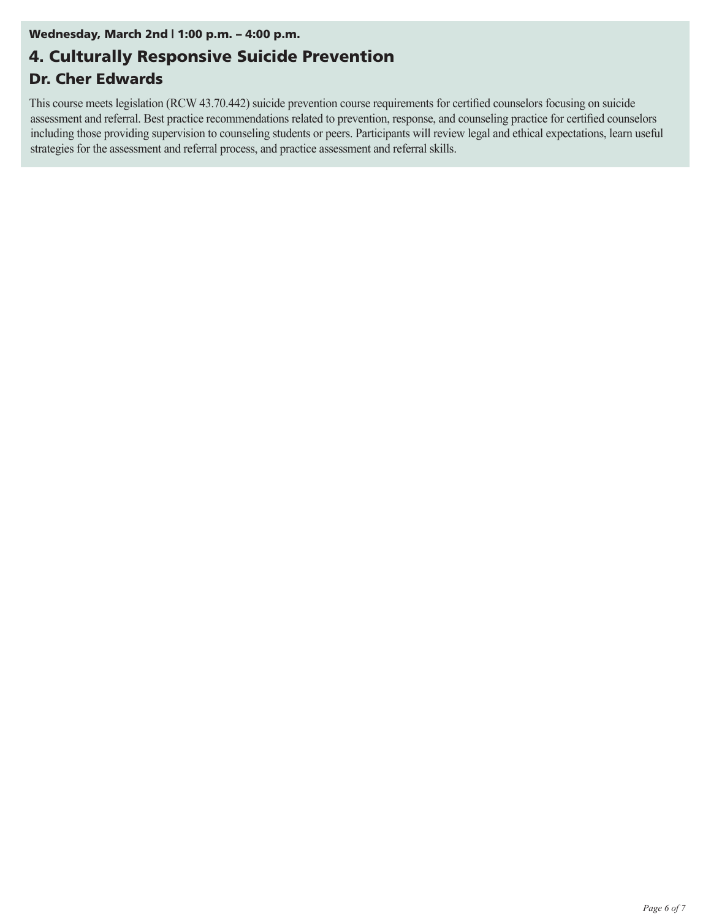**Wednesday, March 2nd | 1:00 p.m. – 4:00 p.m.**

## 4. Culturally Responsive Suicide Prevention

### Dr. Cher Edwards

This course meets legislation (RCW 43.70.442) suicide prevention course requirements for certified counselors focusing on suicide assessment and referral. Best practice recommendations related to prevention, response, and counseling practice for certified counselors including those providing supervision to counseling students or peers. Participants will review legal and ethical expectations, learn useful strategies for the assessment and referral process, and practice assessment and referral skills.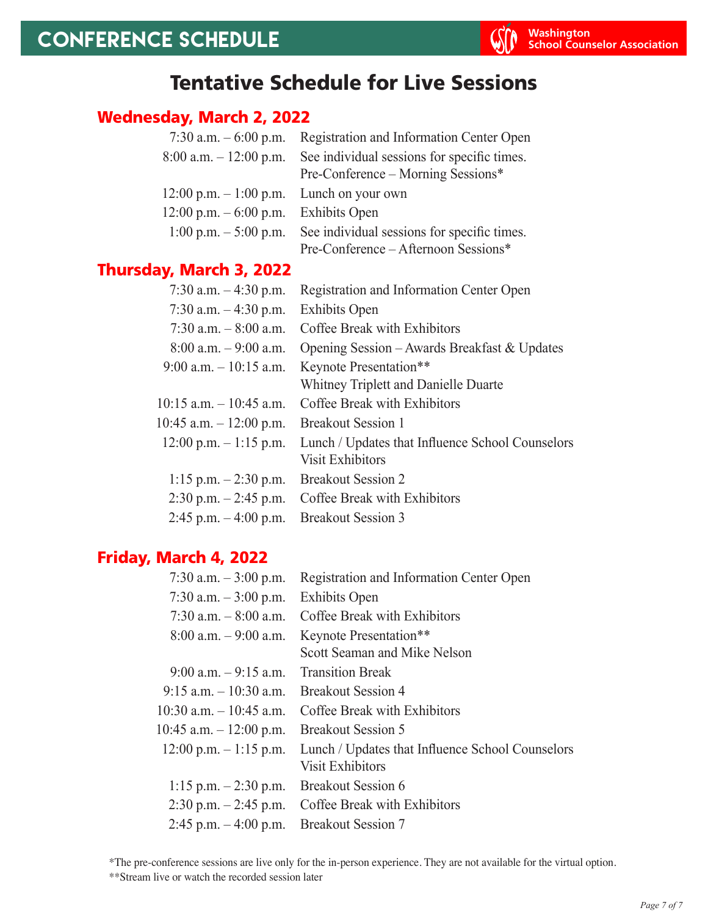# CONFERENCE SCHEDULE

Washington School Counselor Association

## Tentative Schedule for Live Sessions

### Wednesday, March 2, 2022

| | |
|---|---|
| 7:30 a.m. – 6:00 p.m. | Registration and Information Center Open |
| 8:00 a.m. – 12:00 p.m. | See individual sessions for specific times. Pre-Conference – Morning Sessions* |
| 12:00 p.m. – 1:00 p.m. | Lunch on your own |
| 12:00 p.m. – 6:00 p.m. | Exhibits Open |
| 1:00 p.m. – 5:00 p.m. | See individual sessions for specific times. Pre-Conference – Afternoon Sessions* |

### Thursday, March 3, 2022

| | |
|---|---|
| 7:30 a.m. – 4:30 p.m. | Registration and Information Center Open |
| 7:30 a.m. – 4:30 p.m. | Exhibits Open |
| 7:30 a.m. – 8:00 a.m. | Coffee Break with Exhibitors |
| 8:00 a.m. – 9:00 a.m. | Opening Session – Awards Breakfast & Updates |
| 9:00 a.m. – 10:15 a.m. | Keynote Presentation** Whitney Triplett and Danielle Duarte |
| 10:15 a.m. – 10:45 a.m. | Coffee Break with Exhibitors |
| 10:45 a.m. – 12:00 p.m. | Breakout Session 1 |
| 12:00 p.m. – 1:15 p.m. | Lunch / Updates that Influence School Counselors Visit Exhibitors |
| 1:15 p.m. – 2:30 p.m. | Breakout Session 2 |
| 2:30 p.m. – 2:45 p.m. | Coffee Break with Exhibitors |
| 2:45 p.m. – 4:00 p.m. | Breakout Session 3 |

### Friday, March 4, 2022

| | |
|---|---|
| 7:30 a.m. – 3:00 p.m. | Registration and Information Center Open |
| 7:30 a.m. – 3:00 p.m. | Exhibits Open |
| 7:30 a.m. – 8:00 a.m. | Coffee Break with Exhibitors |
| 8:00 a.m. – 9:00 a.m. | Keynote Presentation** Scott Seaman and Mike Nelson |
| 9:00 a.m. – 9:15 a.m. | Transition Break |
| 9:15 a.m. – 10:30 a.m. | Breakout Session 4 |
| 10:30 a.m. – 10:45 a.m. | Coffee Break with Exhibitors |
| 10:45 a.m. – 12:00 p.m. | Breakout Session 5 |
| 12:00 p.m. – 1:15 p.m. | Lunch / Updates that Influence School Counselors Visit Exhibitors |
| 1:15 p.m. – 2:30 p.m. | Breakout Session 6 |
| 2:30 p.m. – 2:45 p.m. | Coffee Break with Exhibitors |
| 2:45 p.m. – 4:00 p.m. | Breakout Session 7 |

*The pre-conference sessions are live only for the in-person experience. They are not available for the virtual option.

**Stream live or watch the recorded session later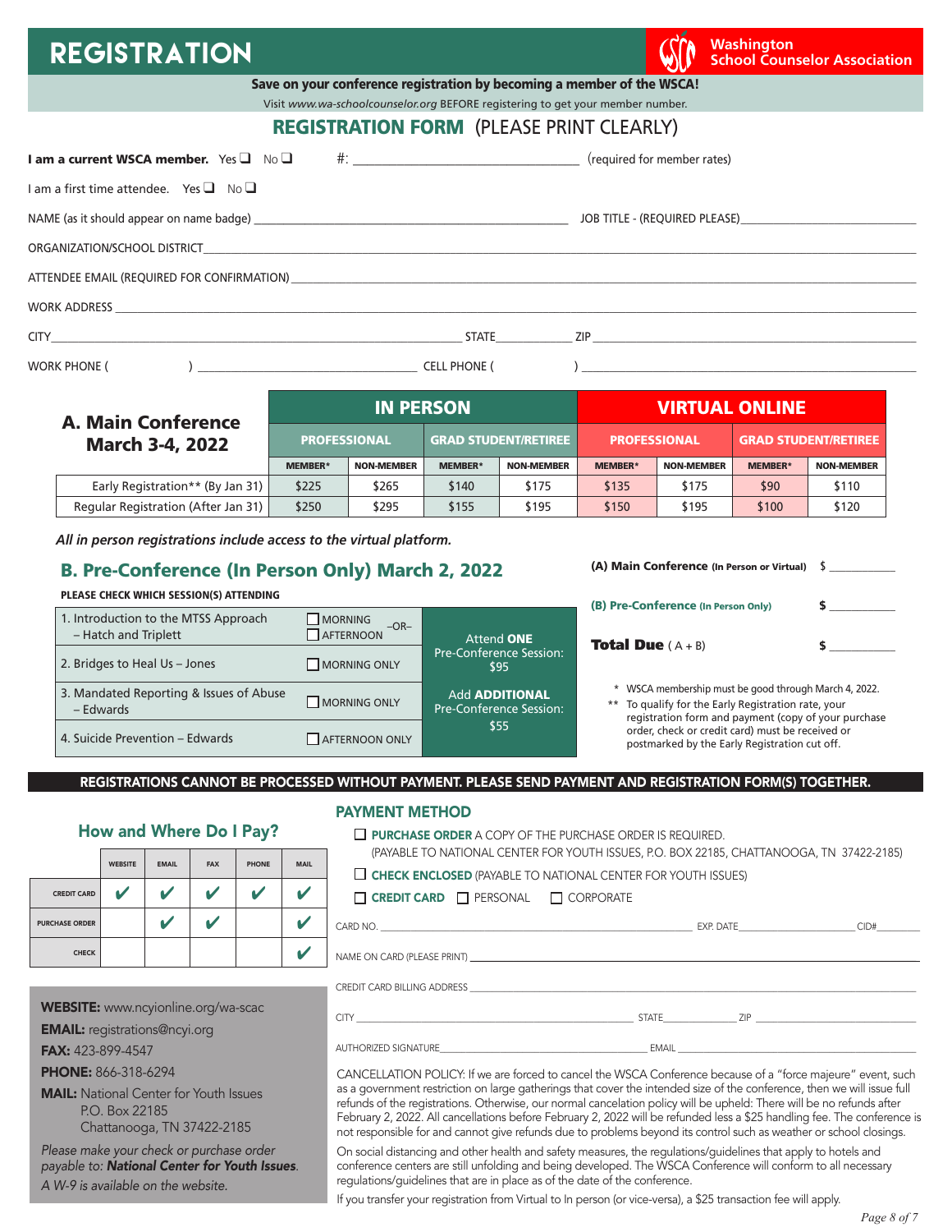# REGISTRATION

Washington School Counselor Association

**Save on your conference registration by becoming a member of the WSCA!**

Visit *www.wa-schoolcounselor.org* BEFORE registering to get your member number.

## REGISTRATION FORM (PLEASE PRINT CLEARLY)

**I am a current WSCA member.** Yes ❑ No ❑ #: ______________________ (required for member rates)

I am a first time attendee. Yes ❑ No ❑

NAME (as it should appear on name badge) ______________________ JOB TITLE - (REQUIRED PLEASE) ______________________

ORGANIZATION/SCHOOL DISTRICT ______________________

ATTENDEE EMAIL (REQUIRED FOR CONFIRMATION) ______________________

WORK ADDRESS ______________________

CITY ______________________ STATE __________ ZIP ______________________

WORK PHONE ( ) ______________________ CELL PHONE ( ) ______________________

## A. Main Conference March 3-4, 2022

| | IN PERSON | | | | VIRTUAL ONLINE | | | |
|---|---|---|---|---|---|---|---|---|
| | PROFESSIONAL | | GRAD STUDENT/RETIREE | | PROFESSIONAL | | GRAD STUDENT/RETIREE | |
| | MEMBER* | NON-MEMBER | MEMBER* | NON-MEMBER | MEMBER* | NON-MEMBER | MEMBER* | NON-MEMBER |
| Early Registration** (By Jan 31) | $225 | $265 | $140 | $175 | $135 | $175 | $90 | $110 |
| Regular Registration (After Jan 31) | $250 | $295 | $155 | $195 | $150 | $195 | $100 | $120 |

*All in person registrations include access to the virtual platform.*

## B. Pre-Conference (In Person Only) March 2, 2022

**PLEASE CHECK WHICH SESSION(S) ATTENDING**

| Session | Time | |
|---|---|---|
| 1. Introduction to the MTSS Approach – Hatch and Triplett | ❑ MORNING –OR– ❑ AFTERNOON | Attend **ONE** Pre-Conference Session: $95 |
| 2. Bridges to Heal Us – Jones | ❑ MORNING ONLY | |
| 3. Mandated Reporting & Issues of Abuse – Edwards | ❑ MORNING ONLY | Add **ADDITIONAL** Pre-Conference Session: $55 |
| 4. Suicide Prevention – Edwards | ❑ AFTERNOON ONLY | |

**(A) Main Conference** (In Person or Virtual) $ __________

**(B) Pre-Conference** (In Person Only) $ __________

**Total Due** ( A + B) $ __________

\* WSCA membership must be good through March 4, 2022.

\*\* To qualify for the Early Registration rate, your registration form and payment (copy of your purchase order, check or credit card) must be received or postmarked by the Early Registration cut off.

**REGISTRATIONS CANNOT BE PROCESSED WITHOUT PAYMENT. PLEASE SEND PAYMENT AND REGISTRATION FORM(S) TOGETHER.**

## How and Where Do I Pay?

| | WEBSITE | EMAIL | FAX | PHONE | MAIL |
|---|---|---|---|---|---|
| CREDIT CARD | ✔ | ✔ | ✔ | ✔ | ✔ |
| PURCHASE ORDER | | ✔ | ✔ | | ✔ |
| CHECK | | | | | ✔ |

**WEBSITE:** www.ncyionline.org/wa-scac

**EMAIL:** registrations@ncyi.org

**FAX:** 423-899-4547

**PHONE:** 866-318-6294

**MAIL:** National Center for Youth Issues
P.O. Box 22185
Chattanooga, TN 37422-2185

*Please make your check or purchase order payable to:* ***National Center for Youth Issues****.*

*A W-9 is available on the website.*

## PAYMENT METHOD

❑ **PURCHASE ORDER** A COPY OF THE PURCHASE ORDER IS REQUIRED. (PAYABLE TO NATIONAL CENTER FOR YOUTH ISSUES, P.O. BOX 22185, CHATTANOOGA, TN 37422-2185)

❑ **CHECK ENCLOSED** (PAYABLE TO NATIONAL CENTER FOR YOUTH ISSUES)

❑ **CREDIT CARD** ❑ PERSONAL ❑ CORPORATE

CARD NO. ______________________ EXP. DATE __________ CID# ______

NAME ON CARD (PLEASE PRINT) ______________________

CREDIT CARD BILLING ADDRESS ______________________

CITY ______________________ STATE __________ ZIP ______________________

AUTHORIZED SIGNATURE ______________________ EMAIL ______________________

CANCELLATION POLICY: If we are forced to cancel the WSCA Conference because of a "force majeure" event, such as a government restriction on large gatherings that cover the intended size of the conference, then we will issue full refunds of the registrations. Otherwise, our normal cancelation policy will be upheld: There will be no refunds after February 2, 2022. All cancellations before February 2, 2022 will be refunded less a $25 handling fee. The conference is not responsible for and cannot give refunds due to problems beyond its control such as weather or school closings.

On social distancing and other health and safety measures, the regulations/guidelines that apply to hotels and conference centers are still unfolding and being developed. The WSCA Conference will conform to all necessary regulations/guidelines that are in place as of the date of the conference.

If you transfer your registration from Virtual to In person (or vice-versa), a $25 transaction fee will apply.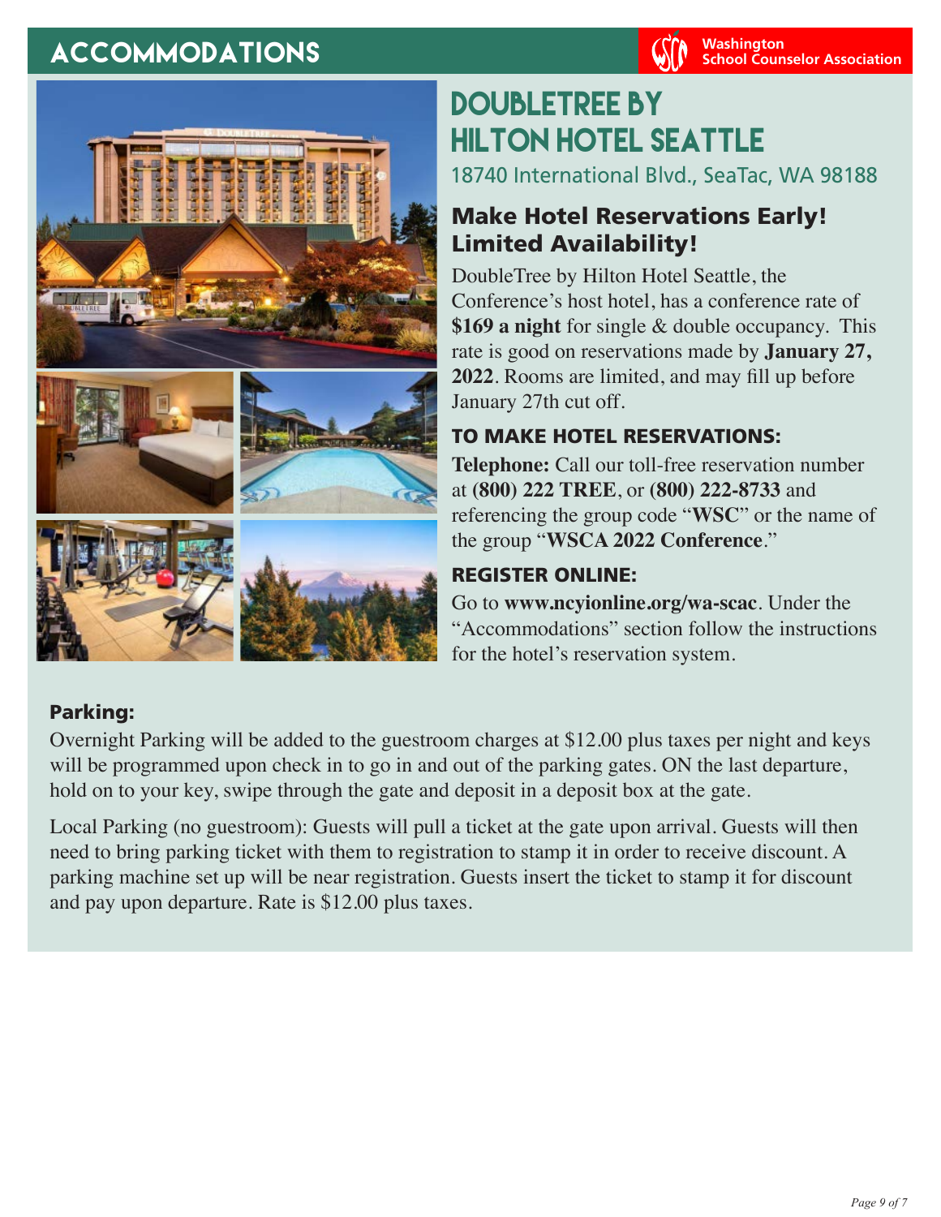# ACCOMMODATIONS

Washington School Counselor Association

## DOUBLETREE BY HILTON HOTEL SEATTLE

18740 International Blvd., SeaTac, WA 98188

### Make Hotel Reservations Early! Limited Availability!

DoubleTree by Hilton Hotel Seattle, the Conference's host hotel, has a conference rate of **$169 a night** for single & double occupancy. This rate is good on reservations made by **January 27, 2022**. Rooms are limited, and may fill up before January 27th cut off.

### TO MAKE HOTEL RESERVATIONS:

**Telephone:** Call our toll-free reservation number at **(800) 222 TREE**, or **(800) 222-8733** and referencing the group code "**WSC**" or the name of the group "**WSCA 2022 Conference**."

### REGISTER ONLINE:

Go to **www.ncyionline.org/wa-scac**. Under the "Accommodations" section follow the instructions for the hotel's reservation system.

### Parking:

Overnight Parking will be added to the guestroom charges at $12.00 plus taxes per night and keys will be programmed upon check in to go in and out of the parking gates. ON the last departure, hold on to your key, swipe through the gate and deposit in a deposit box at the gate.

Local Parking (no guestroom): Guests will pull a ticket at the gate upon arrival. Guests will then need to bring parking ticket with them to registration to stamp it in order to receive discount. A parking machine set up will be near registration. Guests insert the ticket to stamp it for discount and pay upon departure. Rate is $12.00 plus taxes.